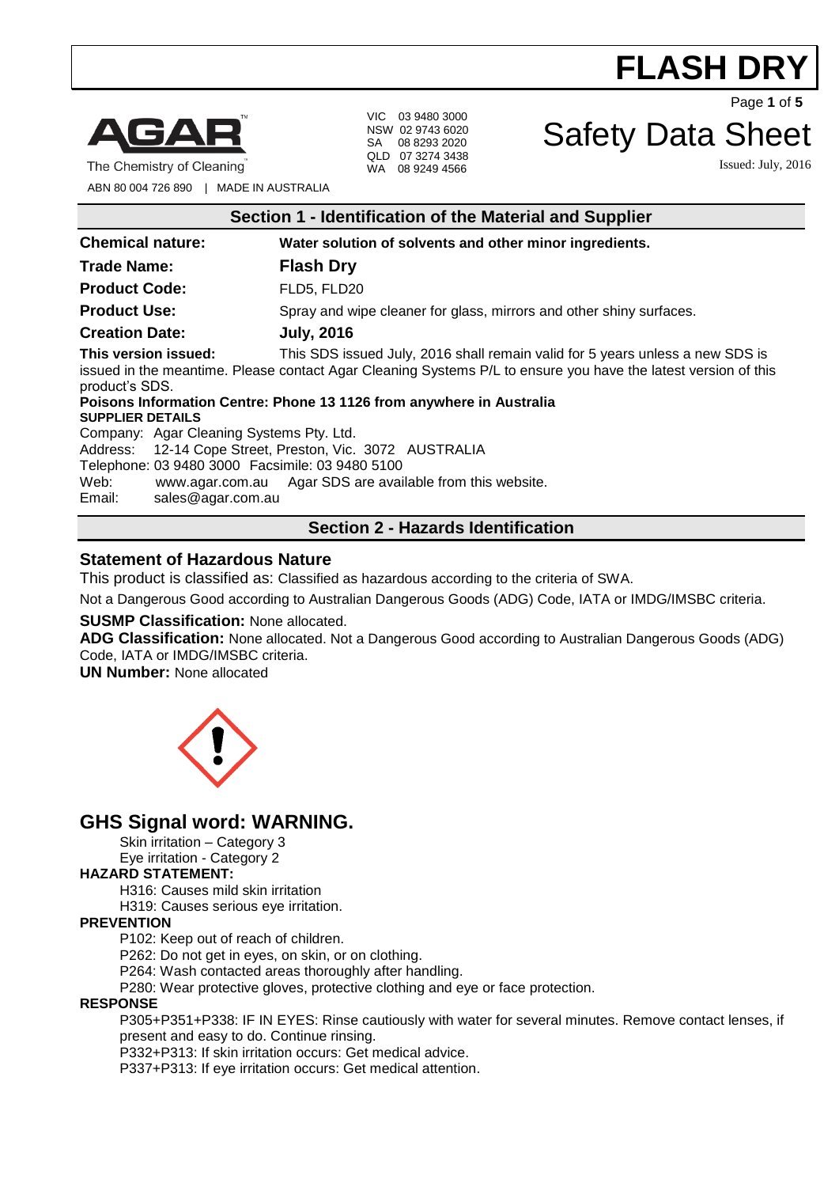# FLASH DRY

# Safety Data Sheet

Issued: July, 2016

AGAR™
The Chemistry of Cleaning™

ABN 80 004 726 890 | MADE IN AUSTRALIA

VIC 03 9480 3000
NSW 02 9743 6020
SA 08 8293 2020
QLD 07 3274 3438
WA 08 9249 4566

## Section 1 - Identification of the Material and Supplier

**Chemical nature:** **Water solution of solvents and other minor ingredients.**

**Trade Name:** **Flash Dry**

**Product Code:** FLD5, FLD20

**Product Use:** Spray and wipe cleaner for glass, mirrors and other shiny surfaces.

**Creation Date:** **July, 2016**

**This version issued:** This SDS issued July, 2016 shall remain valid for 5 years unless a new SDS is issued in the meantime. Please contact Agar Cleaning Systems P/L to ensure you have the latest version of this product's SDS.

**Poisons Information Centre: Phone 13 1126 from anywhere in Australia**

**SUPPLIER DETAILS**

Company: Agar Cleaning Systems Pty. Ltd.
Address: 12-14 Cope Street, Preston, Vic. 3072 AUSTRALIA
Telephone: 03 9480 3000 Facsimile: 03 9480 5100
Web: www.agar.com.au Agar SDS are available from this website.
Email: sales@agar.com.au

## Section 2 - Hazards Identification

### Statement of Hazardous Nature

This product is classified as: Classified as hazardous according to the criteria of SWA.

Not a Dangerous Good according to Australian Dangerous Goods (ADG) Code, IATA or IMDG/IMSBC criteria.

**SUSMP Classification:** None allocated.

**ADG Classification:** None allocated. Not a Dangerous Good according to Australian Dangerous Goods (ADG) Code, IATA or IMDG/IMSBC criteria.

**UN Number:** None allocated

## GHS Signal word: WARNING.

Skin irritation – Category 3
Eye irritation - Category 2

**HAZARD STATEMENT:**

H316: Causes mild skin irritation
H319: Causes serious eye irritation.

**PREVENTION**

P102: Keep out of reach of children.
P262: Do not get in eyes, on skin, or on clothing.
P264: Wash contacted areas thoroughly after handling.
P280: Wear protective gloves, protective clothing and eye or face protection.

**RESPONSE**

P305+P351+P338: IF IN EYES: Rinse cautiously with water for several minutes. Remove contact lenses, if present and easy to do. Continue rinsing.
P332+P313: If skin irritation occurs: Get medical advice.
P337+P313: If eye irritation occurs: Get medical attention.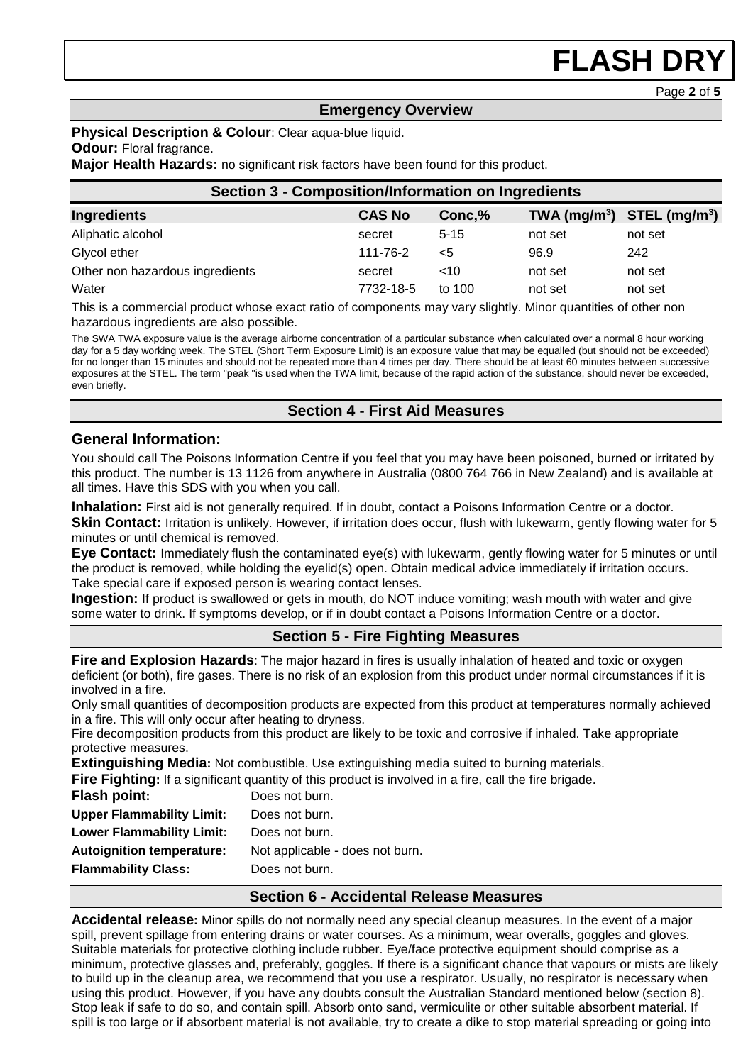## Emergency Overview

**Physical Description & Colour**: Clear aqua-blue liquid.
**Odour:** Floral fragrance.
**Major Health Hazards:** no significant risk factors have been found for this product.

## Section 3 - Composition/Information on Ingredients

| Ingredients | CAS No | Conc,% | TWA (mg/m$^3$) | STEL (mg/m$^3$) |
|---|---|---|---|---|
| Aliphatic alcohol | secret | 5-15 | not set | not set |
| Glycol ether | 111-76-2 | <5 | 96.9 | 242 |
| Other non hazardous ingredients | secret | <10 | not set | not set |
| Water | 7732-18-5 | to 100 | not set | not set |

This is a commercial product whose exact ratio of components may vary slightly. Minor quantities of other non hazardous ingredients are also possible.

The SWA TWA exposure value is the average airborne concentration of a particular substance when calculated over a normal 8 hour working day for a 5 day working week. The STEL (Short Term Exposure Limit) is an exposure value that may be equalled (but should not be exceeded) for no longer than 15 minutes and should not be repeated more than 4 times per day. There should be at least 60 minutes between successive exposures at the STEL. The term "peak "is used when the TWA limit, because of the rapid action of the substance, should never be exceeded, even briefly.

## Section 4 - First Aid Measures

### General Information:

You should call The Poisons Information Centre if you feel that you may have been poisoned, burned or irritated by this product. The number is 13 1126 from anywhere in Australia (0800 764 766 in New Zealand) and is available at all times. Have this SDS with you when you call.

**Inhalation:** First aid is not generally required. If in doubt, contact a Poisons Information Centre or a doctor.
**Skin Contact:** Irritation is unlikely. However, if irritation does occur, flush with lukewarm, gently flowing water for 5 minutes or until chemical is removed.
**Eye Contact:** Immediately flush the contaminated eye(s) with lukewarm, gently flowing water for 5 minutes or until the product is removed, while holding the eyelid(s) open. Obtain medical advice immediately if irritation occurs. Take special care if exposed person is wearing contact lenses.
**Ingestion:** If product is swallowed or gets in mouth, do NOT induce vomiting; wash mouth with water and give some water to drink. If symptoms develop, or if in doubt contact a Poisons Information Centre or a doctor.

## Section 5 - Fire Fighting Measures

**Fire and Explosion Hazards**: The major hazard in fires is usually inhalation of heated and toxic or oxygen deficient (or both), fire gases. There is no risk of an explosion from this product under normal circumstances if it is involved in a fire.
Only small quantities of decomposition products are expected from this product at temperatures normally achieved in a fire. This will only occur after heating to dryness.
Fire decomposition products from this product are likely to be toxic and corrosive if inhaled. Take appropriate protective measures.
**Extinguishing Media:** Not combustible. Use extinguishing media suited to burning materials.
**Fire Fighting:** If a significant quantity of this product is involved in a fire, call the fire brigade.

**Flash point:** Does not burn.
**Upper Flammability Limit:** Does not burn.
**Lower Flammability Limit:** Does not burn.
**Autoignition temperature:** Not applicable - does not burn.
**Flammability Class:** Does not burn.

## Section 6 - Accidental Release Measures

**Accidental release:** Minor spills do not normally need any special cleanup measures. In the event of a major spill, prevent spillage from entering drains or water courses. As a minimum, wear overalls, goggles and gloves. Suitable materials for protective clothing include rubber. Eye/face protective equipment should comprise as a minimum, protective glasses and, preferably, goggles. If there is a significant chance that vapours or mists are likely to build up in the cleanup area, we recommend that you use a respirator. Usually, no respirator is necessary when using this product. However, if you have any doubts consult the Australian Standard mentioned below (section 8). Stop leak if safe to do so, and contain spill. Absorb onto sand, vermiculite or other suitable absorbent material. If spill is too large or if absorbent material is not available, try to create a dike to stop material spreading or going into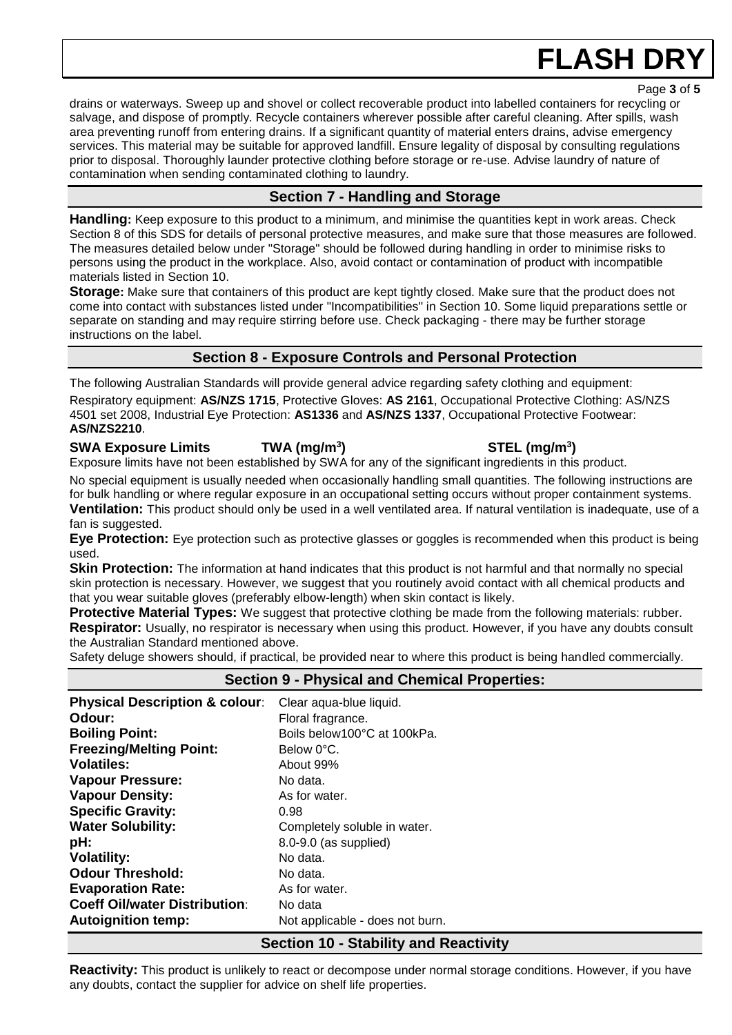drains or waterways. Sweep up and shovel or collect recoverable product into labelled containers for recycling or salvage, and dispose of promptly. Recycle containers wherever possible after careful cleaning. After spills, wash area preventing runoff from entering drains. If a significant quantity of material enters drains, advise emergency services. This material may be suitable for approved landfill. Ensure legality of disposal by consulting regulations prior to disposal. Thoroughly launder protective clothing before storage or re-use. Advise laundry of nature of contamination when sending contaminated clothing to laundry.

## Section 7 - Handling and Storage

**Handling:** Keep exposure to this product to a minimum, and minimise the quantities kept in work areas. Check Section 8 of this SDS for details of personal protective measures, and make sure that those measures are followed. The measures detailed below under "Storage" should be followed during handling in order to minimise risks to persons using the product in the workplace. Also, avoid contact or contamination of product with incompatible materials listed in Section 10.

**Storage:** Make sure that containers of this product are kept tightly closed. Make sure that the product does not come into contact with substances listed under "Incompatibilities" in Section 10. Some liquid preparations settle or separate on standing and may require stirring before use. Check packaging - there may be further storage instructions on the label.

## Section 8 - Exposure Controls and Personal Protection

The following Australian Standards will provide general advice regarding safety clothing and equipment:

Respiratory equipment: **AS/NZS 1715**, Protective Gloves: **AS 2161**, Occupational Protective Clothing: AS/NZS 4501 set 2008, Industrial Eye Protection: **AS1336** and **AS/NZS 1337**, Occupational Protective Footwear: **AS/NZS2210**.

| **SWA Exposure Limits** | **TWA (mg/m³)** | **STEL (mg/m³)** |
|---|---|---|

Exposure limits have not been established by SWA for any of the significant ingredients in this product.

No special equipment is usually needed when occasionally handling small quantities. The following instructions are for bulk handling or where regular exposure in an occupational setting occurs without proper containment systems.

**Ventilation:** This product should only be used in a well ventilated area. If natural ventilation is inadequate, use of a fan is suggested.

**Eye Protection:** Eye protection such as protective glasses or goggles is recommended when this product is being used.

**Skin Protection:** The information at hand indicates that this product is not harmful and that normally no special skin protection is necessary. However, we suggest that you routinely avoid contact with all chemical products and that you wear suitable gloves (preferably elbow-length) when skin contact is likely.

**Protective Material Types:** We suggest that protective clothing be made from the following materials: rubber.

**Respirator:** Usually, no respirator is necessary when using this product. However, if you have any doubts consult the Australian Standard mentioned above.

Safety deluge showers should, if practical, be provided near to where this product is being handled commercially.

## Section 9 - Physical and Chemical Properties:

| | |
|---|---|
| **Physical Description & colour**: | Clear aqua-blue liquid. |
| **Odour:** | Floral fragrance. |
| **Boiling Point:** | Boils below100°C at 100kPa. |
| **Freezing/Melting Point:** | Below 0°C. |
| **Volatiles:** | About 99% |
| **Vapour Pressure:** | No data. |
| **Vapour Density:** | As for water. |
| **Specific Gravity:** | 0.98 |
| **Water Solubility:** | Completely soluble in water. |
| **pH:** | 8.0-9.0 (as supplied) |
| **Volatility:** | No data. |
| **Odour Threshold:** | No data. |
| **Evaporation Rate:** | As for water. |
| **Coeff Oil/water Distribution**: | No data |
| **Autoignition temp:** | Not applicable - does not burn. |

## Section 10 - Stability and Reactivity

**Reactivity:** This product is unlikely to react or decompose under normal storage conditions. However, if you have any doubts, contact the supplier for advice on shelf life properties.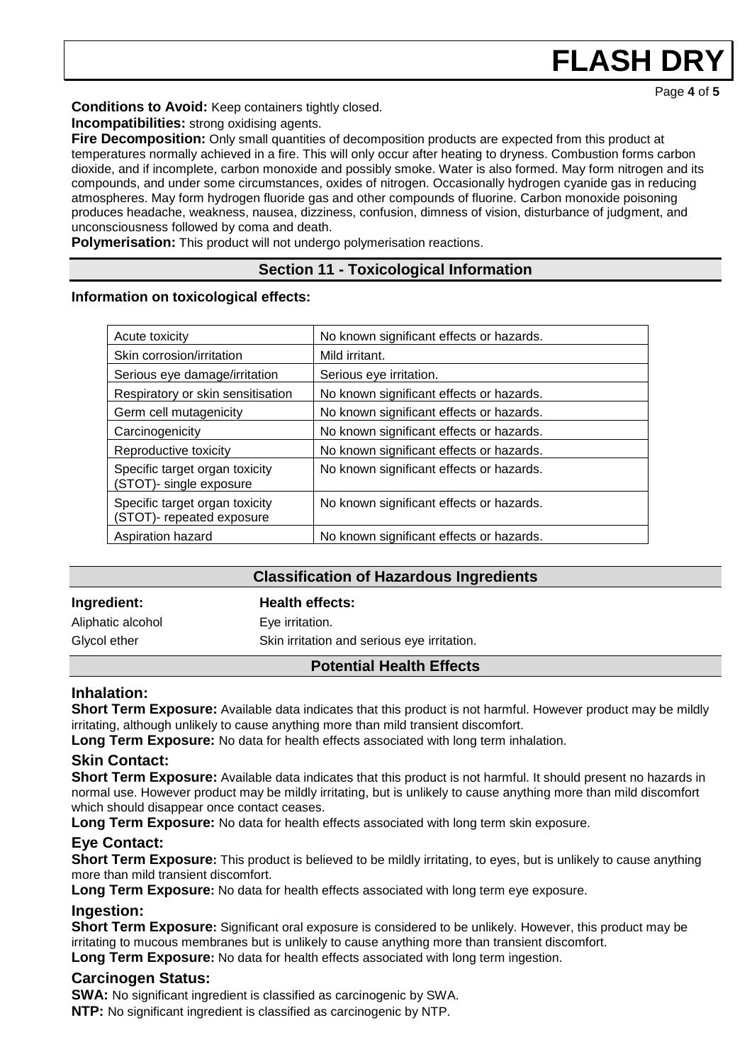**Conditions to Avoid:** Keep containers tightly closed.

**Incompatibilities:** strong oxidising agents.

**Fire Decomposition:** Only small quantities of decomposition products are expected from this product at temperatures normally achieved in a fire. This will only occur after heating to dryness. Combustion forms carbon dioxide, and if incomplete, carbon monoxide and possibly smoke. Water is also formed. May form nitrogen and its compounds, and under some circumstances, oxides of nitrogen. Occasionally hydrogen cyanide gas in reducing atmospheres. May form hydrogen fluoride gas and other compounds of fluorine. Carbon monoxide poisoning produces headache, weakness, nausea, dizziness, confusion, dimness of vision, disturbance of judgment, and unconsciousness followed by coma and death.

**Polymerisation:** This product will not undergo polymerisation reactions.

## Section 11 - Toxicological Information

**Information on toxicological effects:**

| | |
|---|---|
| Acute toxicity | No known significant effects or hazards. |
| Skin corrosion/irritation | Mild irritant. |
| Serious eye damage/irritation | Serious eye irritation. |
| Respiratory or skin sensitisation | No known significant effects or hazards. |
| Germ cell mutagenicity | No known significant effects or hazards. |
| Carcinogenicity | No known significant effects or hazards. |
| Reproductive toxicity | No known significant effects or hazards. |
| Specific target organ toxicity (STOT)- single exposure | No known significant effects or hazards. |
| Specific target organ toxicity (STOT)- repeated exposure | No known significant effects or hazards. |
| Aspiration hazard | No known significant effects or hazards. |

### Classification of Hazardous Ingredients

| Ingredient: | Health effects: |
|---|---|
| Aliphatic alcohol | Eye irritation. |
| Glycol ether | Skin irritation and serious eye irritation. |

### Potential Health Effects

#### Inhalation:

**Short Term Exposure:** Available data indicates that this product is not harmful. However product may be mildly irritating, although unlikely to cause anything more than mild transient discomfort.

**Long Term Exposure:** No data for health effects associated with long term inhalation.

#### Skin Contact:

**Short Term Exposure:** Available data indicates that this product is not harmful. It should present no hazards in normal use. However product may be mildly irritating, but is unlikely to cause anything more than mild discomfort which should disappear once contact ceases.

**Long Term Exposure:** No data for health effects associated with long term skin exposure.

#### Eye Contact:

**Short Term Exposure:** This product is believed to be mildly irritating, to eyes, but is unlikely to cause anything more than mild transient discomfort.

**Long Term Exposure:** No data for health effects associated with long term eye exposure.

#### Ingestion:

**Short Term Exposure:** Significant oral exposure is considered to be unlikely. However, this product may be irritating to mucous membranes but is unlikely to cause anything more than transient discomfort.

**Long Term Exposure:** No data for health effects associated with long term ingestion.

#### Carcinogen Status:

**SWA:** No significant ingredient is classified as carcinogenic by SWA.

**NTP:** No significant ingredient is classified as carcinogenic by NTP.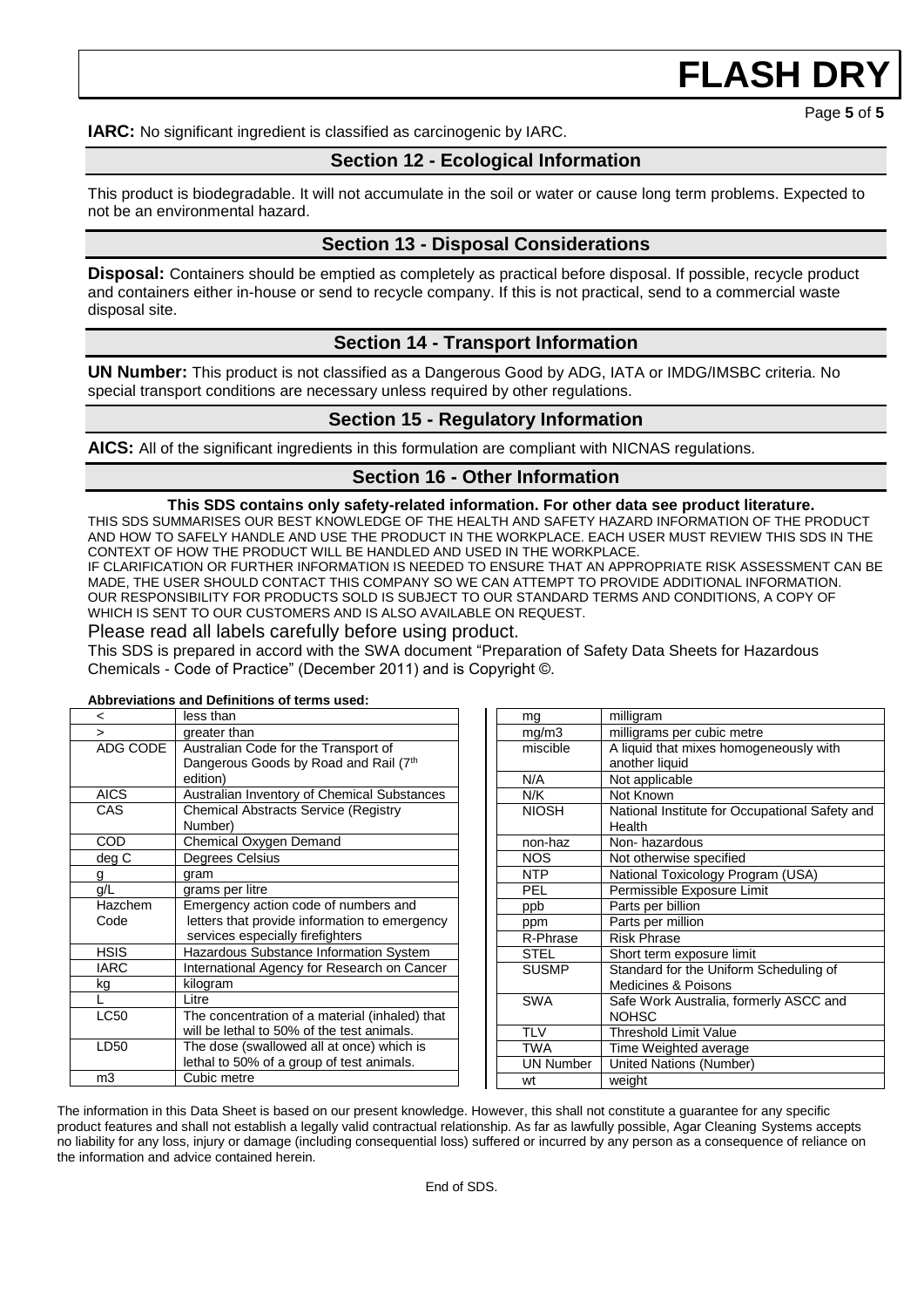**IARC:** No significant ingredient is classified as carcinogenic by IARC.

## Section 12 - Ecological Information

This product is biodegradable. It will not accumulate in the soil or water or cause long term problems. Expected to not be an environmental hazard.

## Section 13 - Disposal Considerations

**Disposal:** Containers should be emptied as completely as practical before disposal. If possible, recycle product and containers either in-house or send to recycle company. If this is not practical, send to a commercial waste disposal site.

## Section 14 - Transport Information

**UN Number:** This product is not classified as a Dangerous Good by ADG, IATA or IMDG/IMSBC criteria. No special transport conditions are necessary unless required by other regulations.

## Section 15 - Regulatory Information

**AICS:** All of the significant ingredients in this formulation are compliant with NICNAS regulations.

## Section 16 - Other Information

**This SDS contains only safety-related information. For other data see product literature.**

THIS SDS SUMMARISES OUR BEST KNOWLEDGE OF THE HEALTH AND SAFETY HAZARD INFORMATION OF THE PRODUCT AND HOW TO SAFELY HANDLE AND USE THE PRODUCT IN THE WORKPLACE. EACH USER MUST REVIEW THIS SDS IN THE CONTEXT OF HOW THE PRODUCT WILL BE HANDLED AND USED IN THE WORKPLACE.
IF CLARIFICATION OR FURTHER INFORMATION IS NEEDED TO ENSURE THAT AN APPROPRIATE RISK ASSESSMENT CAN BE MADE, THE USER SHOULD CONTACT THIS COMPANY SO WE CAN ATTEMPT TO PROVIDE ADDITIONAL INFORMATION. OUR RESPONSIBILITY FOR PRODUCTS SOLD IS SUBJECT TO OUR STANDARD TERMS AND CONDITIONS, A COPY OF WHICH IS SENT TO OUR CUSTOMERS AND IS ALSO AVAILABLE ON REQUEST.

Please read all labels carefully before using product.

This SDS is prepared in accord with the SWA document "Preparation of Safety Data Sheets for Hazardous Chemicals - Code of Practice" (December 2011) and is Copyright ©.

**Abbreviations and Definitions of terms used:**

| | |
|---|---|
| < | less than |
| > | greater than |
| ADG CODE | Australian Code for the Transport of Dangerous Goods by Road and Rail (7th edition) |
| AICS | Australian Inventory of Chemical Substances |
| CAS | Chemical Abstracts Service (Registry Number) |
| COD | Chemical Oxygen Demand |
| deg C | Degrees Celsius |
| g | gram |
| g/L | grams per litre |
| Hazchem Code | Emergency action code of numbers and letters that provide information to emergency services especially firefighters |
| HSIS | Hazardous Substance Information System |
| IARC | International Agency for Research on Cancer |
| kg | kilogram |
| L | Litre |
| LC50 | The concentration of a material (inhaled) that will be lethal to 50% of the test animals. |
| LD50 | The dose (swallowed all at once) which is lethal to 50% of a group of test animals. |
| m3 | Cubic metre |

| | |
|---|---|
| mg | milligram |
| mg/m3 | milligrams per cubic metre |
| miscible | A liquid that mixes homogeneously with another liquid |
| N/A | Not applicable |
| N/K | Not Known |
| NIOSH | National Institute for Occupational Safety and Health |
| non-haz | Non- hazardous |
| NOS | Not otherwise specified |
| NTP | National Toxicology Program (USA) |
| PEL | Permissible Exposure Limit |
| ppb | Parts per billion |
| ppm | Parts per million |
| R-Phrase | Risk Phrase |
| STEL | Short term exposure limit |
| SUSMP | Standard for the Uniform Scheduling of Medicines & Poisons |
| SWA | Safe Work Australia, formerly ASCC and NOHSC |
| TLV | Threshold Limit Value |
| TWA | Time Weighted average |
| UN Number | United Nations (Number) |
| wt | weight |

The information in this Data Sheet is based on our present knowledge. However, this shall not constitute a guarantee for any specific product features and shall not establish a legally valid contractual relationship. As far as lawfully possible, Agar Cleaning Systems accepts no liability for any loss, injury or damage (including consequential loss) suffered or incurred by any person as a consequence of reliance on the information and advice contained herein.

End of SDS.